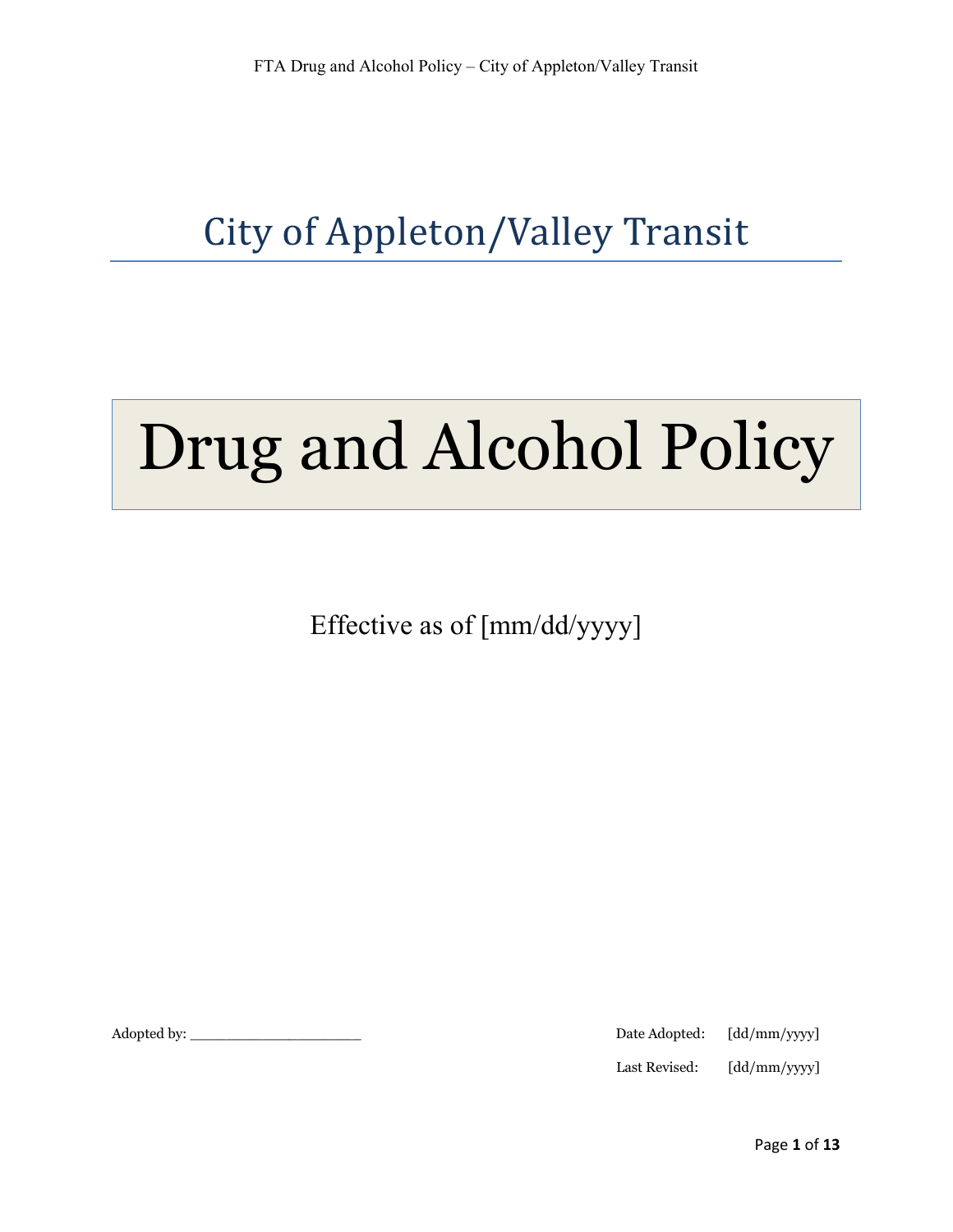# City of Appleton/Valley Transit

# Drug and Alcohol Policy

Effective as of [mm/dd/yyyy]

Adopted by: ____________________

Date Adopted: [dd/mm/yyyy]

Last Revised: [dd/mm/yyyy]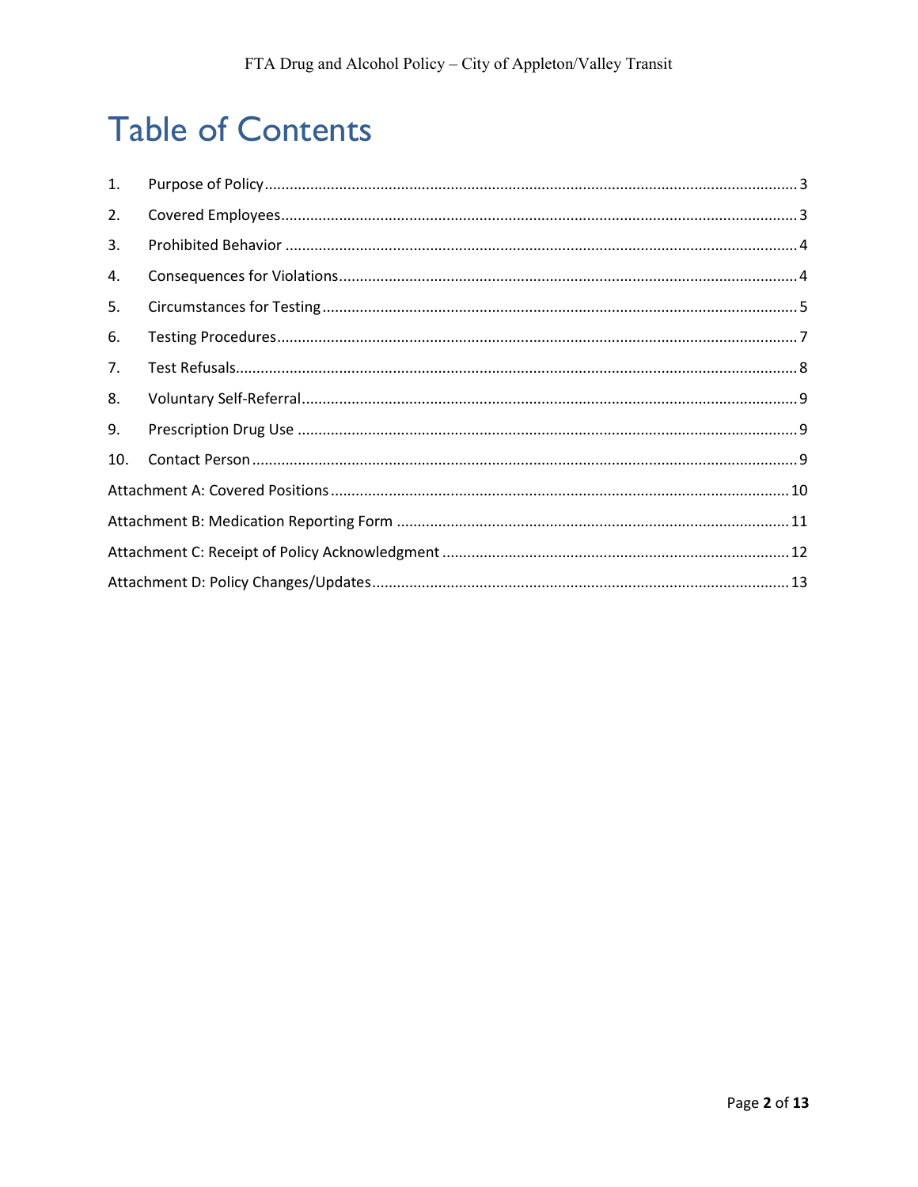# Table of Contents

1. Purpose of Policy ........ 3
2. Covered Employees ........ 3
3. Prohibited Behavior ........ 4
4. Consequences for Violations ........ 4
5. Circumstances for Testing ........ 5
6. Testing Procedures ........ 7
7. Test Refusals ........ 8
8. Voluntary Self-Referral ........ 9
9. Prescription Drug Use ........ 9
10. Contact Person ........ 9

Attachment A: Covered Positions ........ 10

Attachment B: Medication Reporting Form ........ 11

Attachment C: Receipt of Policy Acknowledgment ........ 12

Attachment D: Policy Changes/Updates ........ 13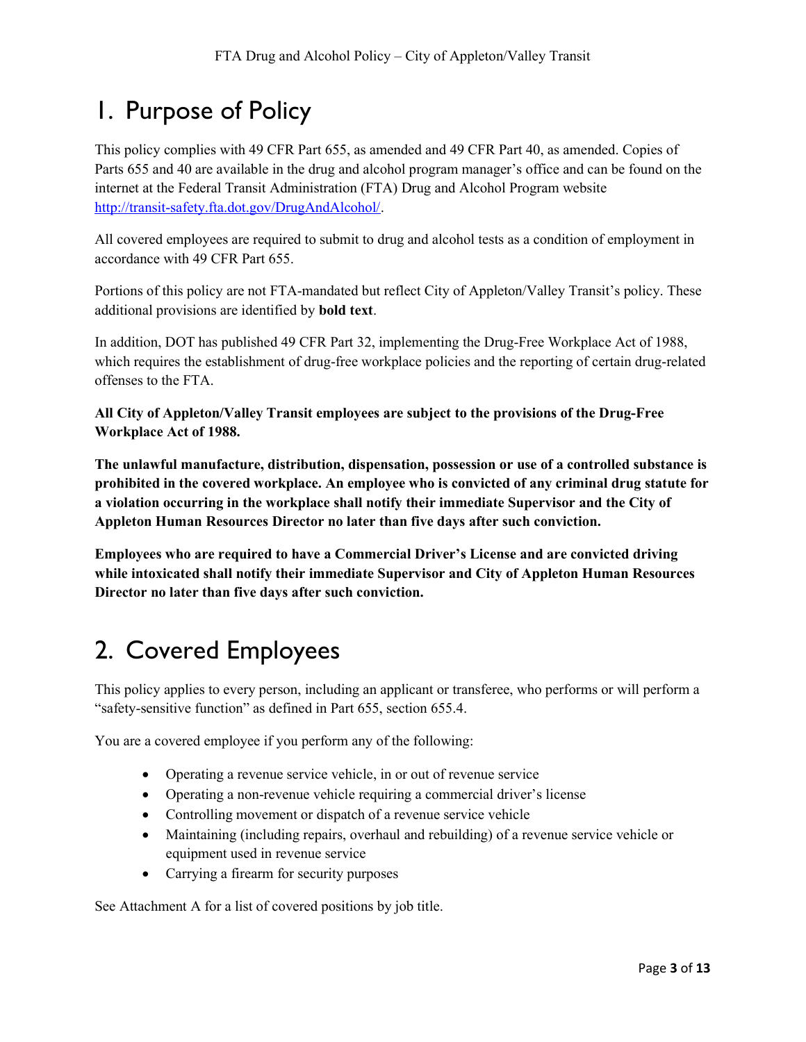# 1. Purpose of Policy

This policy complies with 49 CFR Part 655, as amended and 49 CFR Part 40, as amended. Copies of Parts 655 and 40 are available in the drug and alcohol program manager's office and can be found on the internet at the Federal Transit Administration (FTA) Drug and Alcohol Program website http://transit-safety.fta.dot.gov/DrugAndAlcohol/.

All covered employees are required to submit to drug and alcohol tests as a condition of employment in accordance with 49 CFR Part 655.

Portions of this policy are not FTA-mandated but reflect City of Appleton/Valley Transit's policy. These additional provisions are identified by **bold text**.

In addition, DOT has published 49 CFR Part 32, implementing the Drug-Free Workplace Act of 1988, which requires the establishment of drug-free workplace policies and the reporting of certain drug-related offenses to the FTA.

**All City of Appleton/Valley Transit employees are subject to the provisions of the Drug-Free Workplace Act of 1988.**

**The unlawful manufacture, distribution, dispensation, possession or use of a controlled substance is prohibited in the covered workplace. An employee who is convicted of any criminal drug statute for a violation occurring in the workplace shall notify their immediate Supervisor and the City of Appleton Human Resources Director no later than five days after such conviction.**

**Employees who are required to have a Commercial Driver's License and are convicted driving while intoxicated shall notify their immediate Supervisor and City of Appleton Human Resources Director no later than five days after such conviction.**

# 2. Covered Employees

This policy applies to every person, including an applicant or transferee, who performs or will perform a "safety-sensitive function" as defined in Part 655, section 655.4.

You are a covered employee if you perform any of the following:

- Operating a revenue service vehicle, in or out of revenue service
- Operating a non-revenue vehicle requiring a commercial driver's license
- Controlling movement or dispatch of a revenue service vehicle
- Maintaining (including repairs, overhaul and rebuilding) of a revenue service vehicle or equipment used in revenue service
- Carrying a firearm for security purposes

See Attachment A for a list of covered positions by job title.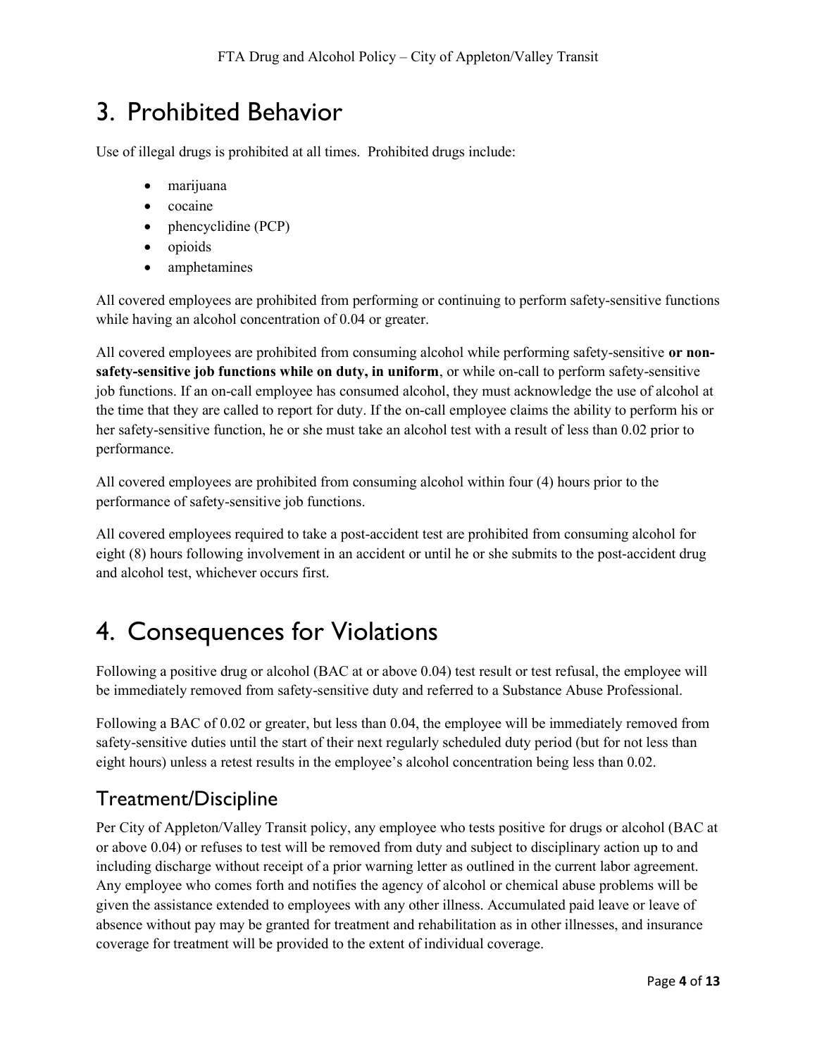# 3. Prohibited Behavior

Use of illegal drugs is prohibited at all times. Prohibited drugs include:

- marijuana
- cocaine
- phencyclidine (PCP)
- opioids
- amphetamines

All covered employees are prohibited from performing or continuing to perform safety-sensitive functions while having an alcohol concentration of 0.04 or greater.

All covered employees are prohibited from consuming alcohol while performing safety-sensitive **or non-safety-sensitive job functions while on duty, in uniform**, or while on-call to perform safety-sensitive job functions. If an on-call employee has consumed alcohol, they must acknowledge the use of alcohol at the time that they are called to report for duty. If the on-call employee claims the ability to perform his or her safety-sensitive function, he or she must take an alcohol test with a result of less than 0.02 prior to performance.

All covered employees are prohibited from consuming alcohol within four (4) hours prior to the performance of safety-sensitive job functions.

All covered employees required to take a post-accident test are prohibited from consuming alcohol for eight (8) hours following involvement in an accident or until he or she submits to the post-accident drug and alcohol test, whichever occurs first.

# 4. Consequences for Violations

Following a positive drug or alcohol (BAC at or above 0.04) test result or test refusal, the employee will be immediately removed from safety-sensitive duty and referred to a Substance Abuse Professional.

Following a BAC of 0.02 or greater, but less than 0.04, the employee will be immediately removed from safety-sensitive duties until the start of their next regularly scheduled duty period (but for not less than eight hours) unless a retest results in the employee's alcohol concentration being less than 0.02.

## Treatment/Discipline

Per City of Appleton/Valley Transit policy, any employee who tests positive for drugs or alcohol (BAC at or above 0.04) or refuses to test will be removed from duty and subject to disciplinary action up to and including discharge without receipt of a prior warning letter as outlined in the current labor agreement. Any employee who comes forth and notifies the agency of alcohol or chemical abuse problems will be given the assistance extended to employees with any other illness. Accumulated paid leave or leave of absence without pay may be granted for treatment and rehabilitation as in other illnesses, and insurance coverage for treatment will be provided to the extent of individual coverage.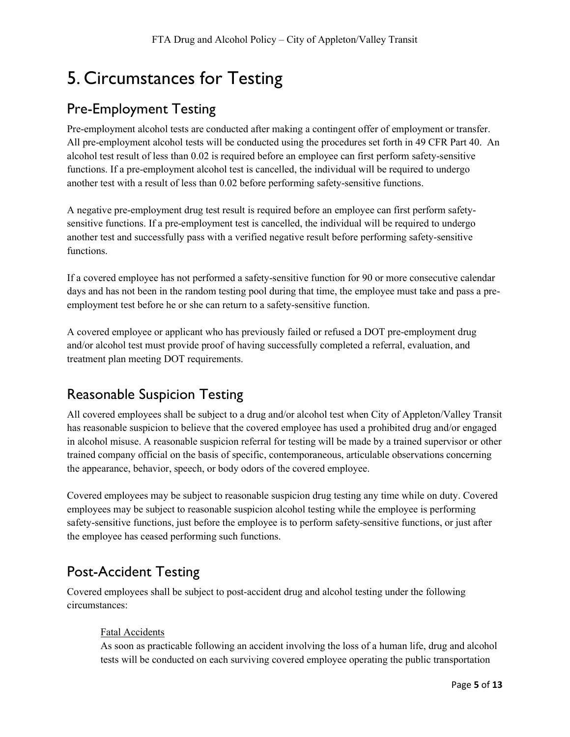# 5. Circumstances for Testing

## Pre-Employment Testing

Pre-employment alcohol tests are conducted after making a contingent offer of employment or transfer. All pre-employment alcohol tests will be conducted using the procedures set forth in 49 CFR Part 40. An alcohol test result of less than 0.02 is required before an employee can first perform safety-sensitive functions. If a pre-employment alcohol test is cancelled, the individual will be required to undergo another test with a result of less than 0.02 before performing safety-sensitive functions.

A negative pre-employment drug test result is required before an employee can first perform safety-sensitive functions. If a pre-employment test is cancelled, the individual will be required to undergo another test and successfully pass with a verified negative result before performing safety-sensitive functions.

If a covered employee has not performed a safety-sensitive function for 90 or more consecutive calendar days and has not been in the random testing pool during that time, the employee must take and pass a pre-employment test before he or she can return to a safety-sensitive function.

A covered employee or applicant who has previously failed or refused a DOT pre-employment drug and/or alcohol test must provide proof of having successfully completed a referral, evaluation, and treatment plan meeting DOT requirements.

## Reasonable Suspicion Testing

All covered employees shall be subject to a drug and/or alcohol test when City of Appleton/Valley Transit has reasonable suspicion to believe that the covered employee has used a prohibited drug and/or engaged in alcohol misuse. A reasonable suspicion referral for testing will be made by a trained supervisor or other trained company official on the basis of specific, contemporaneous, articulable observations concerning the appearance, behavior, speech, or body odors of the covered employee.

Covered employees may be subject to reasonable suspicion drug testing any time while on duty. Covered employees may be subject to reasonable suspicion alcohol testing while the employee is performing safety-sensitive functions, just before the employee is to perform safety-sensitive functions, or just after the employee has ceased performing such functions.

## Post-Accident Testing

Covered employees shall be subject to post-accident drug and alcohol testing under the following circumstances:

Fatal Accidents

As soon as practicable following an accident involving the loss of a human life, drug and alcohol tests will be conducted on each surviving covered employee operating the public transportation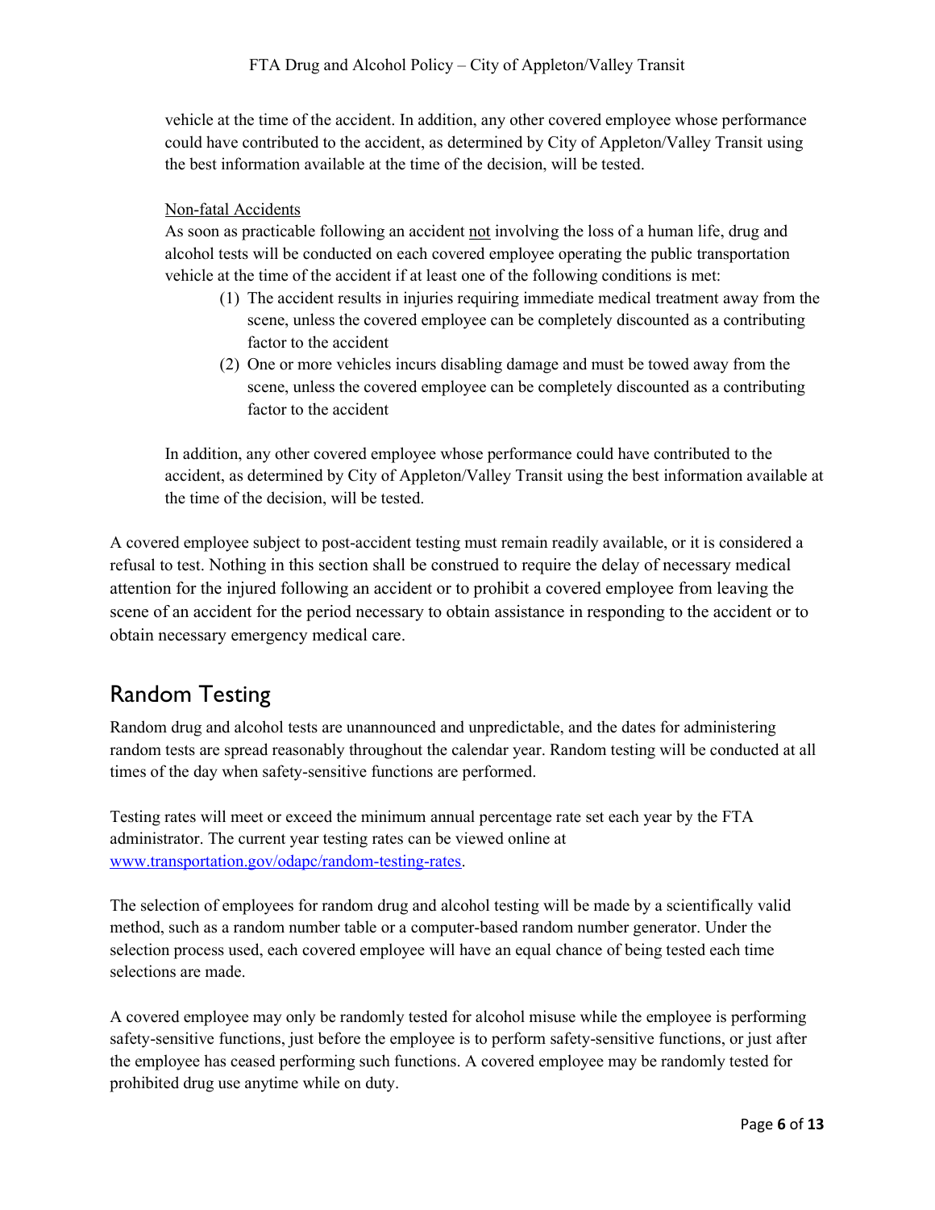vehicle at the time of the accident. In addition, any other covered employee whose performance could have contributed to the accident, as determined by City of Appleton/Valley Transit using the best information available at the time of the decision, will be tested.

Non-fatal Accidents

As soon as practicable following an accident not involving the loss of a human life, drug and alcohol tests will be conducted on each covered employee operating the public transportation vehicle at the time of the accident if at least one of the following conditions is met:

(1) The accident results in injuries requiring immediate medical treatment away from the scene, unless the covered employee can be completely discounted as a contributing factor to the accident
(2) One or more vehicles incurs disabling damage and must be towed away from the scene, unless the covered employee can be completely discounted as a contributing factor to the accident

In addition, any other covered employee whose performance could have contributed to the accident, as determined by City of Appleton/Valley Transit using the best information available at the time of the decision, will be tested.

A covered employee subject to post-accident testing must remain readily available, or it is considered a refusal to test. Nothing in this section shall be construed to require the delay of necessary medical attention for the injured following an accident or to prohibit a covered employee from leaving the scene of an accident for the period necessary to obtain assistance in responding to the accident or to obtain necessary emergency medical care.

## Random Testing

Random drug and alcohol tests are unannounced and unpredictable, and the dates for administering random tests are spread reasonably throughout the calendar year. Random testing will be conducted at all times of the day when safety-sensitive functions are performed.

Testing rates will meet or exceed the minimum annual percentage rate set each year by the FTA administrator. The current year testing rates can be viewed online at www.transportation.gov/odapc/random-testing-rates.

The selection of employees for random drug and alcohol testing will be made by a scientifically valid method, such as a random number table or a computer-based random number generator. Under the selection process used, each covered employee will have an equal chance of being tested each time selections are made.

A covered employee may only be randomly tested for alcohol misuse while the employee is performing safety-sensitive functions, just before the employee is to perform safety-sensitive functions, or just after the employee has ceased performing such functions. A covered employee may be randomly tested for prohibited drug use anytime while on duty.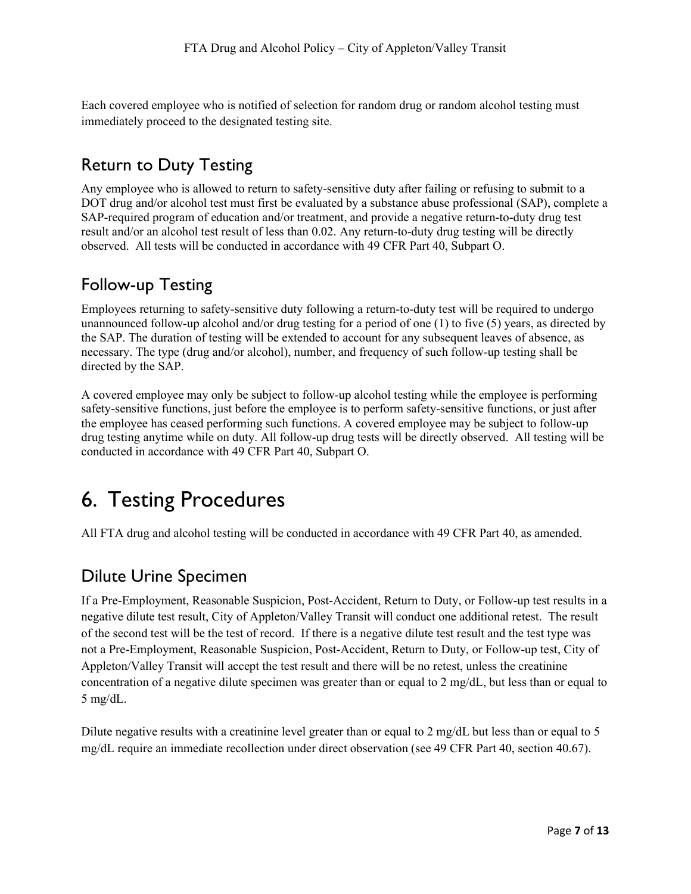Each covered employee who is notified of selection for random drug or random alcohol testing must immediately proceed to the designated testing site.

## Return to Duty Testing

Any employee who is allowed to return to safety-sensitive duty after failing or refusing to submit to a DOT drug and/or alcohol test must first be evaluated by a substance abuse professional (SAP), complete a SAP-required program of education and/or treatment, and provide a negative return-to-duty drug test result and/or an alcohol test result of less than 0.02. Any return-to-duty drug testing will be directly observed. All tests will be conducted in accordance with 49 CFR Part 40, Subpart O.

## Follow-up Testing

Employees returning to safety-sensitive duty following a return-to-duty test will be required to undergo unannounced follow-up alcohol and/or drug testing for a period of one (1) to five (5) years, as directed by the SAP. The duration of testing will be extended to account for any subsequent leaves of absence, as necessary. The type (drug and/or alcohol), number, and frequency of such follow-up testing shall be directed by the SAP.

A covered employee may only be subject to follow-up alcohol testing while the employee is performing safety-sensitive functions, just before the employee is to perform safety-sensitive functions, or just after the employee has ceased performing such functions. A covered employee may be subject to follow-up drug testing anytime while on duty. All follow-up drug tests will be directly observed. All testing will be conducted in accordance with 49 CFR Part 40, Subpart O.

# 6. Testing Procedures

All FTA drug and alcohol testing will be conducted in accordance with 49 CFR Part 40, as amended.

## Dilute Urine Specimen

If a Pre-Employment, Reasonable Suspicion, Post-Accident, Return to Duty, or Follow-up test results in a negative dilute test result, City of Appleton/Valley Transit will conduct one additional retest. The result of the second test will be the test of record. If there is a negative dilute test result and the test type was not a Pre-Employment, Reasonable Suspicion, Post-Accident, Return to Duty, or Follow-up test, City of Appleton/Valley Transit will accept the test result and there will be no retest, unless the creatinine concentration of a negative dilute specimen was greater than or equal to 2 mg/dL, but less than or equal to 5 mg/dL.

Dilute negative results with a creatinine level greater than or equal to 2 mg/dL but less than or equal to 5 mg/dL require an immediate recollection under direct observation (see 49 CFR Part 40, section 40.67).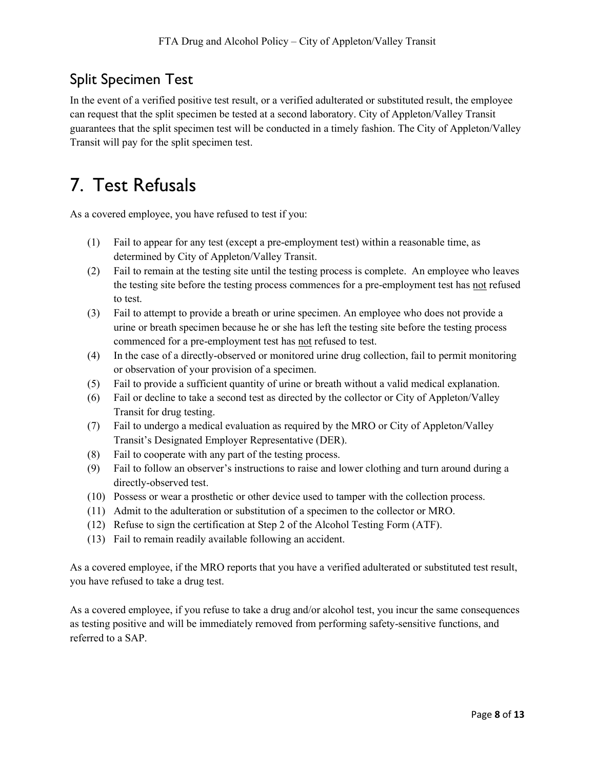## Split Specimen Test

In the event of a verified positive test result, or a verified adulterated or substituted result, the employee can request that the split specimen be tested at a second laboratory. City of Appleton/Valley Transit guarantees that the split specimen test will be conducted in a timely fashion. The City of Appleton/Valley Transit will pay for the split specimen test.

# 7. Test Refusals

As a covered employee, you have refused to test if you:

(1) Fail to appear for any test (except a pre-employment test) within a reasonable time, as determined by City of Appleton/Valley Transit.

(2) Fail to remain at the testing site until the testing process is complete. An employee who leaves the testing site before the testing process commences for a pre-employment test has <u>not</u> refused to test.

(3) Fail to attempt to provide a breath or urine specimen. An employee who does not provide a urine or breath specimen because he or she has left the testing site before the testing process commenced for a pre-employment test has <u>not</u> refused to test.

(4) In the case of a directly-observed or monitored urine drug collection, fail to permit monitoring or observation of your provision of a specimen.

(5) Fail to provide a sufficient quantity of urine or breath without a valid medical explanation.

(6) Fail or decline to take a second test as directed by the collector or City of Appleton/Valley Transit for drug testing.

(7) Fail to undergo a medical evaluation as required by the MRO or City of Appleton/Valley Transit's Designated Employer Representative (DER).

(8) Fail to cooperate with any part of the testing process.

(9) Fail to follow an observer's instructions to raise and lower clothing and turn around during a directly-observed test.

(10) Possess or wear a prosthetic or other device used to tamper with the collection process.

(11) Admit to the adulteration or substitution of a specimen to the collector or MRO.

(12) Refuse to sign the certification at Step 2 of the Alcohol Testing Form (ATF).

(13) Fail to remain readily available following an accident.

As a covered employee, if the MRO reports that you have a verified adulterated or substituted test result, you have refused to take a drug test.

As a covered employee, if you refuse to take a drug and/or alcohol test, you incur the same consequences as testing positive and will be immediately removed from performing safety-sensitive functions, and referred to a SAP.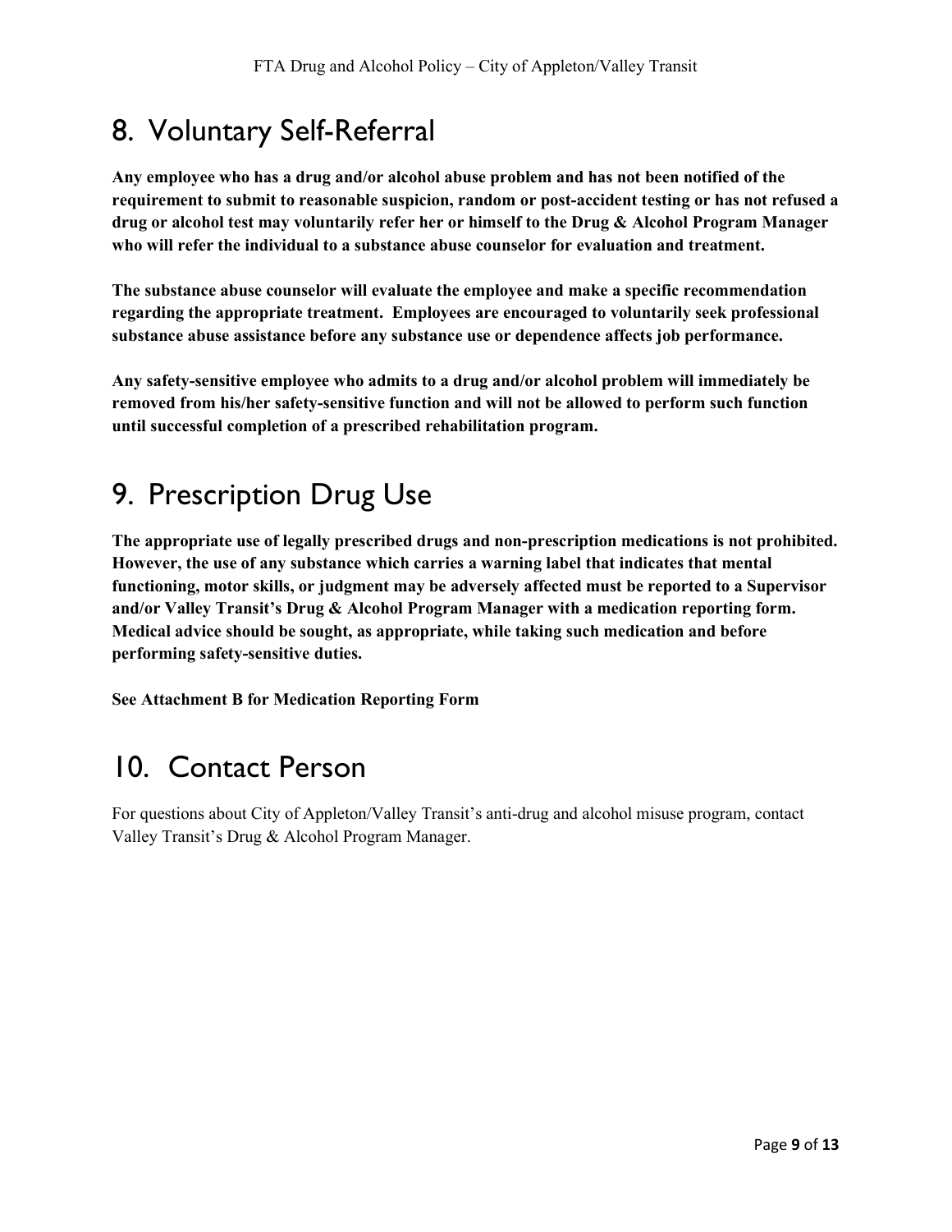## 8. Voluntary Self-Referral

**Any employee who has a drug and/or alcohol abuse problem and has not been notified of the requirement to submit to reasonable suspicion, random or post-accident testing or has not refused a drug or alcohol test may voluntarily refer her or himself to the Drug & Alcohol Program Manager who will refer the individual to a substance abuse counselor for evaluation and treatment.**

**The substance abuse counselor will evaluate the employee and make a specific recommendation regarding the appropriate treatment. Employees are encouraged to voluntarily seek professional substance abuse assistance before any substance use or dependence affects job performance.**

**Any safety-sensitive employee who admits to a drug and/or alcohol problem will immediately be removed from his/her safety-sensitive function and will not be allowed to perform such function until successful completion of a prescribed rehabilitation program.**

## 9. Prescription Drug Use

**The appropriate use of legally prescribed drugs and non-prescription medications is not prohibited. However, the use of any substance which carries a warning label that indicates that mental functioning, motor skills, or judgment may be adversely affected must be reported to a Supervisor and/or Valley Transit's Drug & Alcohol Program Manager with a medication reporting form. Medical advice should be sought, as appropriate, while taking such medication and before performing safety-sensitive duties.**

**See Attachment B for Medication Reporting Form**

## 10. Contact Person

For questions about City of Appleton/Valley Transit's anti-drug and alcohol misuse program, contact Valley Transit's Drug & Alcohol Program Manager.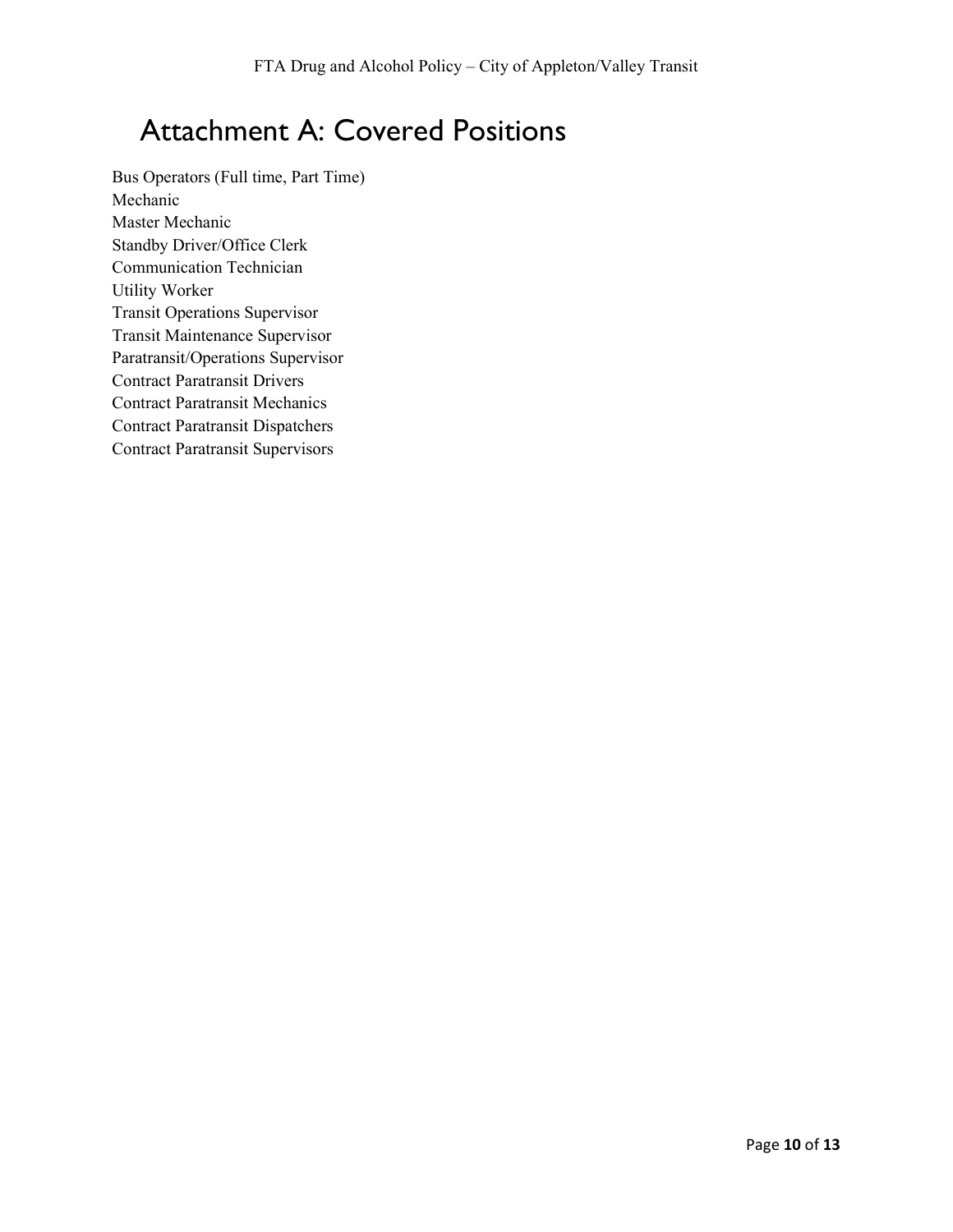# Attachment A: Covered Positions

Bus Operators (Full time, Part Time)
Mechanic
Master Mechanic
Standby Driver/Office Clerk
Communication Technician
Utility Worker
Transit Operations Supervisor
Transit Maintenance Supervisor
Paratransit/Operations Supervisor
Contract Paratransit Drivers
Contract Paratransit Mechanics
Contract Paratransit Dispatchers
Contract Paratransit Supervisors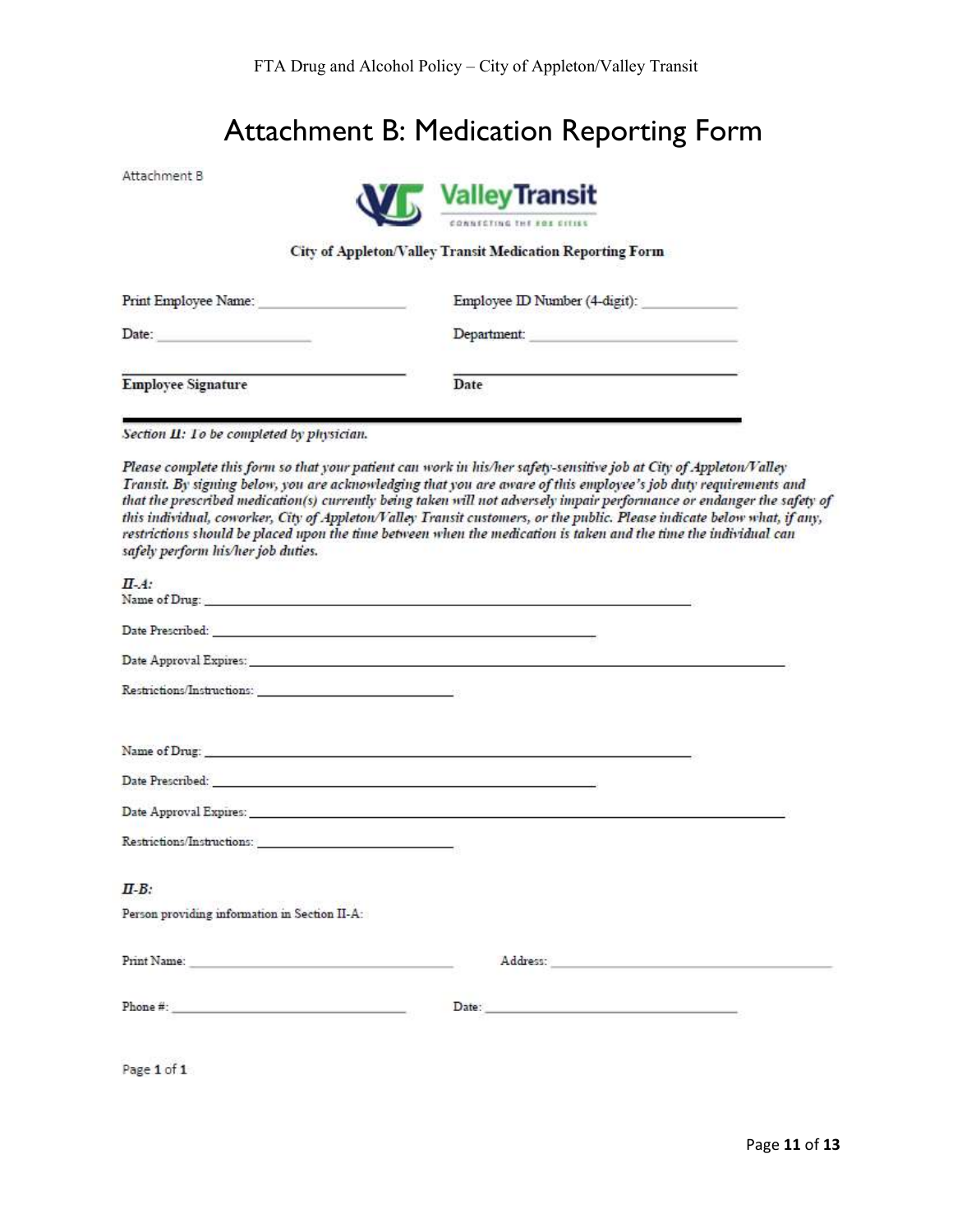# Attachment B: Medication Reporting Form

Attachment B

Valley Transit

CONNECTING THE FOX CITIES

**City of Appleton/Valley Transit Medication Reporting Form**

Print Employee Name: ____________________ Employee ID Number (4-digit): ____________

Date: ____________________ Department: ____________________

____________________ ____________________

**Employee Signature** **Date**

*Section II: To be completed by physician.*

*Please complete this form so that your patient can work in his/her safety-sensitive job at City of Appleton/Valley Transit. By signing below, you are acknowledging that you are aware of this employee's job duty requirements and that the prescribed medication(s) currently being taken will not adversely impair performance or endanger the safety of this individual, coworker, City of Appleton/Valley Transit customers, or the public. Please indicate below what, if any, restrictions should be placed upon the time between when the medication is taken and the time the individual can safely perform his/her job duties.*

*II-A:*

Name of Drug: ____________________

Date Prescribed: ____________________

Date Approval Expires: ____________________

Restrictions/Instructions: ____________________

Name of Drug: ____________________

Date Prescribed: ____________________

Date Approval Expires: ____________________

Restrictions/Instructions: ____________________

*II-B:*

Person providing information in Section II-A:

Print Name: ____________________ Address: ____________________

Phone #: ____________________ Date: ____________________

Page **1** of **1**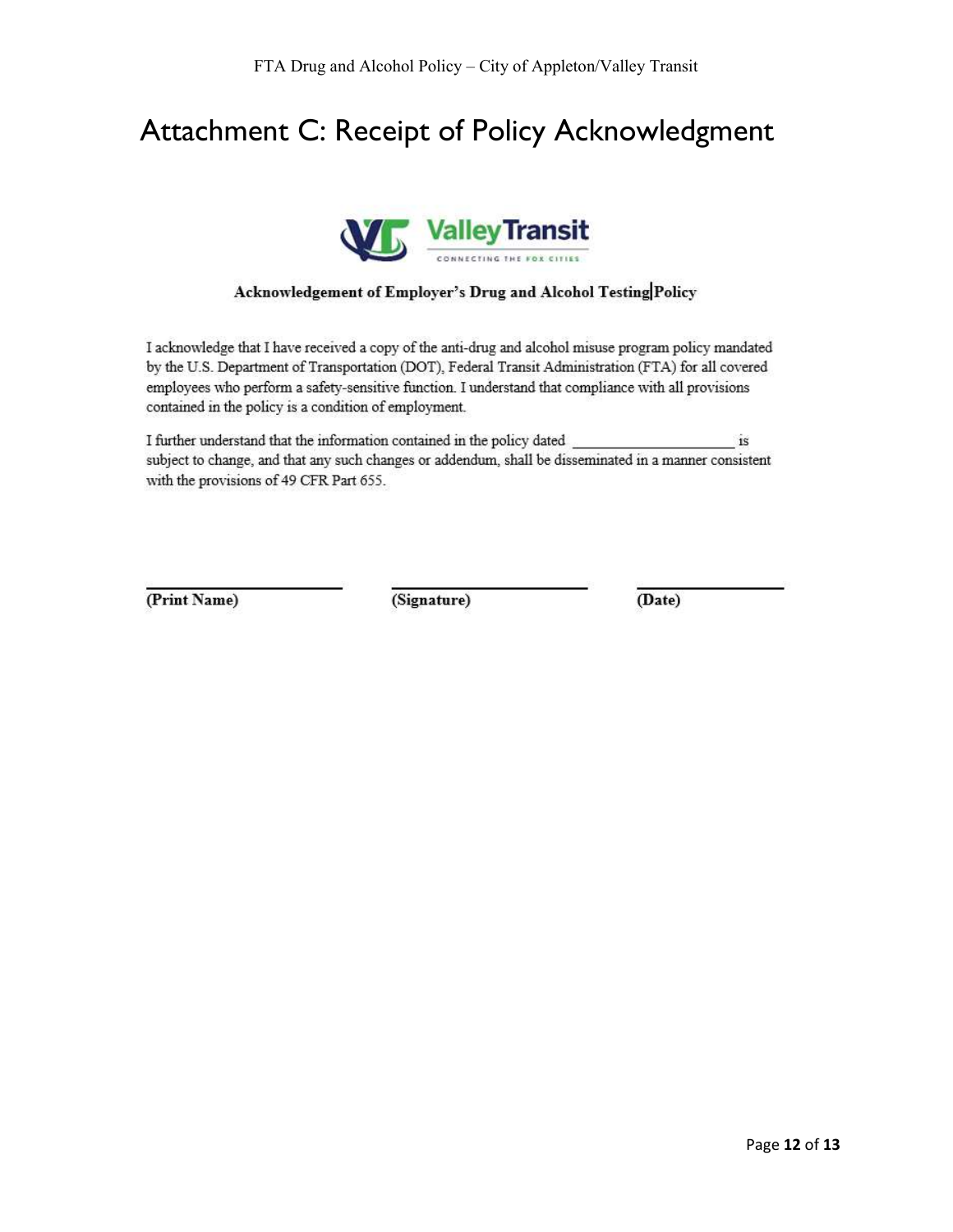# Attachment C: Receipt of Policy Acknowledgment

Valley Transit

CONNECTING THE FOX CITIES

**Acknowledgement of Employer's Drug and Alcohol Testing Policy**

I acknowledge that I have received a copy of the anti-drug and alcohol misuse program policy mandated by the U.S. Department of Transportation (DOT), Federal Transit Administration (FTA) for all covered employees who perform a safety-sensitive function. I understand that compliance with all provisions contained in the policy is a condition of employment.

I further understand that the information contained in the policy dated ____________________ is subject to change, and that any such changes or addendum, shall be disseminated in a manner consistent with the provisions of 49 CFR Part 655.

| ______________________ | ______________________ | ________________ |
|---|---|---|
| **(Print Name)** | **(Signature)** | **(Date)** |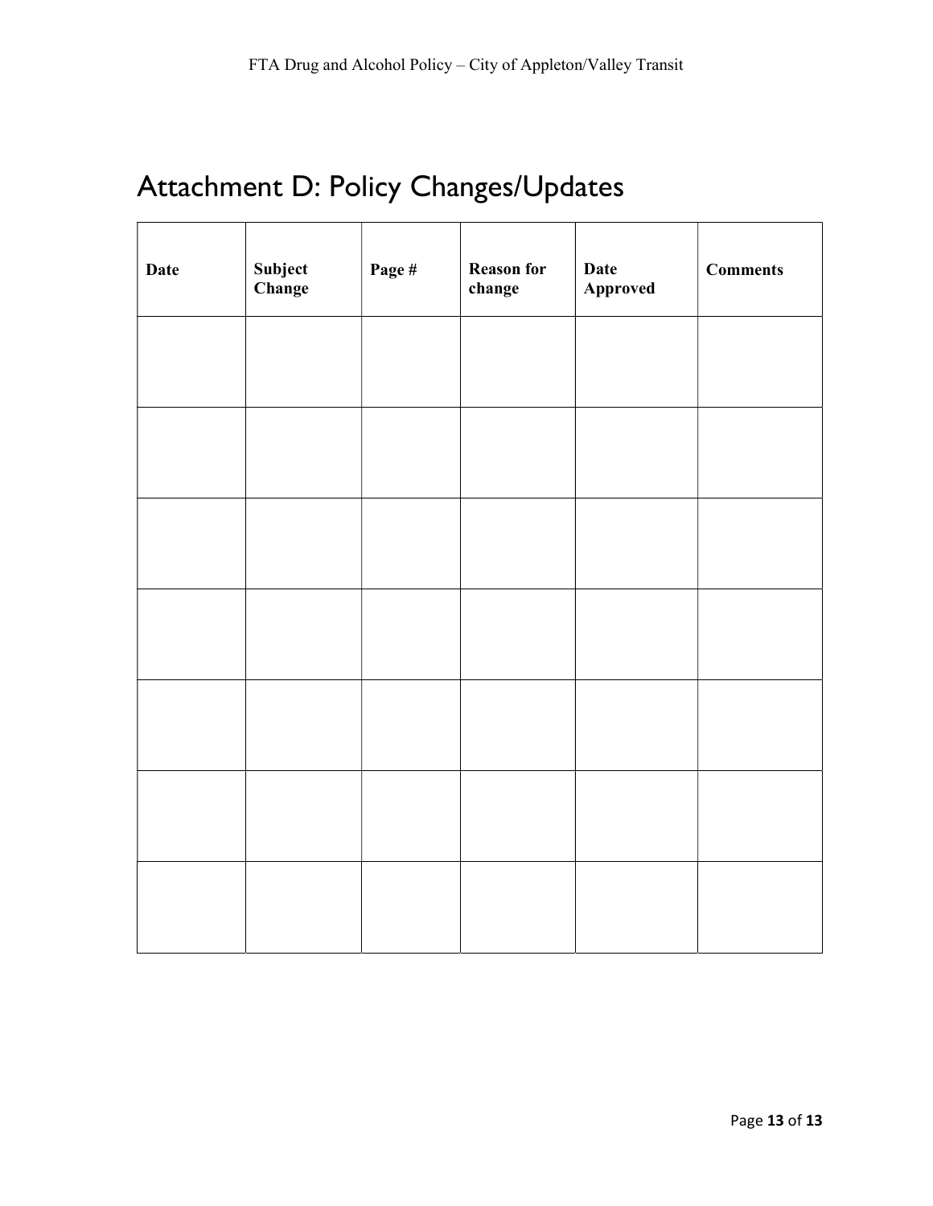# Attachment D: Policy Changes/Updates

| Date | Subject Change | Page # | Reason for change | Date Approved | Comments |
|---|---|---|---|---|---|
| | | | | | |
| | | | | | |
| | | | | | |
| | | | | | |
| | | | | | |
| | | | | | |
| | | | | | |